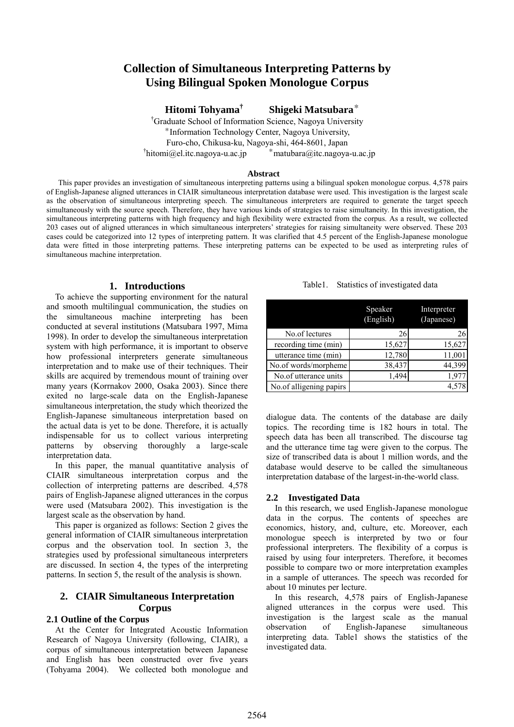# Collection of Simultaneous Interpreting Patterns by Using Bilingual Spoken Monologue Corpus

**Hitomi Tohyama**[†] **Shigeki Matsubara**[*]

[†]Graduate School of Information Science, Nagoya University
[*]Information Technology Center, Nagoya University,
Furo-cho, Chikusa-ku, Nagoya-shi, 464-8601, Japan
[†]hitomi@el.itc.nagoya-u.ac.jp [*]matubara@itc.nagoya-u.ac.jp

### Abstract

This paper provides an investigation of simultaneous interpreting patterns using a bilingual spoken monologue corpus. 4,578 pairs of English-Japanese aligned utterances in CIAIR simultaneous interpretation database were used. This investigation is the largest scale as the observation of simultaneous interpreting speech. The simultaneous interpreters are required to generate the target speech simultaneously with the source speech. Therefore, they have various kinds of strategies to raise simultaneity. In this investigation, the simultaneous interpreting patterns with high frequency and high flexibility were extracted from the corpus. As a result, we collected 203 cases out of aligned utterances in which simultaneous interpreters' strategies for raising simultaneity were observed. These 203 cases could be categorized into 12 types of interpreting pattern. It was clarified that 4.5 percent of the English-Japanese monologue data were fitted in those interpreting patterns. These interpreting patterns can be expected to be used as interpreting rules of simultaneous machine interpretation.

## 1. Introductions

To achieve the supporting environment for the natural and smooth multilingual communication, the studies on the simultaneous machine interpreting has been conducted at several institutions (Matsubara 1997, Mima 1998). In order to develop the simultaneous interpretation system with high performance, it is important to observe how professional interpreters generate simultaneous interpretation and to make use of their techniques. Their skills are acquired by tremendous mount of training over many years (Korrnakov 2000, Osaka 2003). Since there exited no large-scale data on the English-Japanese simultaneous interpretation, the study which theorized the English-Japanese simultaneous interpretation based on the actual data is yet to be done. Therefore, it is actually indispensable for us to collect various interpreting patterns by observing thoroughly a large-scale interpretation data.

In this paper, the manual quantitative analysis of CIAIR simultaneous interpretation corpus and the collection of interpreting patterns are described. 4,578 pairs of English-Japanese aligned utterances in the corpus were used (Matsubara 2002). This investigation is the largest scale as the observation by hand.

This paper is organized as follows: Section 2 gives the general information of CIAIR simultaneous interpretation corpus and the observation tool. In section 3, the strategies used by professional simultaneous interpreters are discussed. In section 4, the types of the interpreting patterns. In section 5, the result of the analysis is shown.

## 2. CIAIR Simultaneous Interpretation Corpus

### 2.1 Outline of the Corpus

At the Center for Integrated Acoustic Information Research of Nagoya University (following, CIAIR), a corpus of simultaneous interpretation between Japanese and English has been constructed over five years (Tohyama 2004). We collected both monologue and dialogue data. The contents of the database are daily topics. The recording time is 182 hours in total. The speech data has been all transcribed. The discourse tag and the utterance time tag were given to the corpus. The size of transcribed data is about 1 million words, and the database would deserve to be called the simultaneous interpretation database of the largest-in-the-world class.

### 2.2 Investigated Data

In this research, we used English-Japanese monologue data in the corpus. The contents of speeches are economics, history, and, culture, etc. Moreover, each monologue speech is interpreted by two or four professional interpreters. The flexibility of a corpus is raised by using four interpreters. Therefore, it becomes possible to compare two or more interpretation examples in a sample of utterances. The speech was recorded for about 10 minutes per lecture.

In this research, 4,578 pairs of English-Japanese aligned utterances in the corpus were used. This investigation is the largest scale as the manual observation of English-Japanese simultaneous interpreting data. Table1 shows the statistics of the investigated data.

Table1. Statistics of investigated data

| | Speaker (English) | Interpreter (Japanese) |
|---|---|---|
| No.of lectures | 26 | 26 |
| recording time (min) | 15,627 | 15,627 |
| utterance time (min) | 12,780 | 11,001 |
| No.of words/morpheme | 38,437 | 44,399 |
| No.of utterance units | 1,494 | 1,977 |
| No.of alligening papirs | | 4,578 |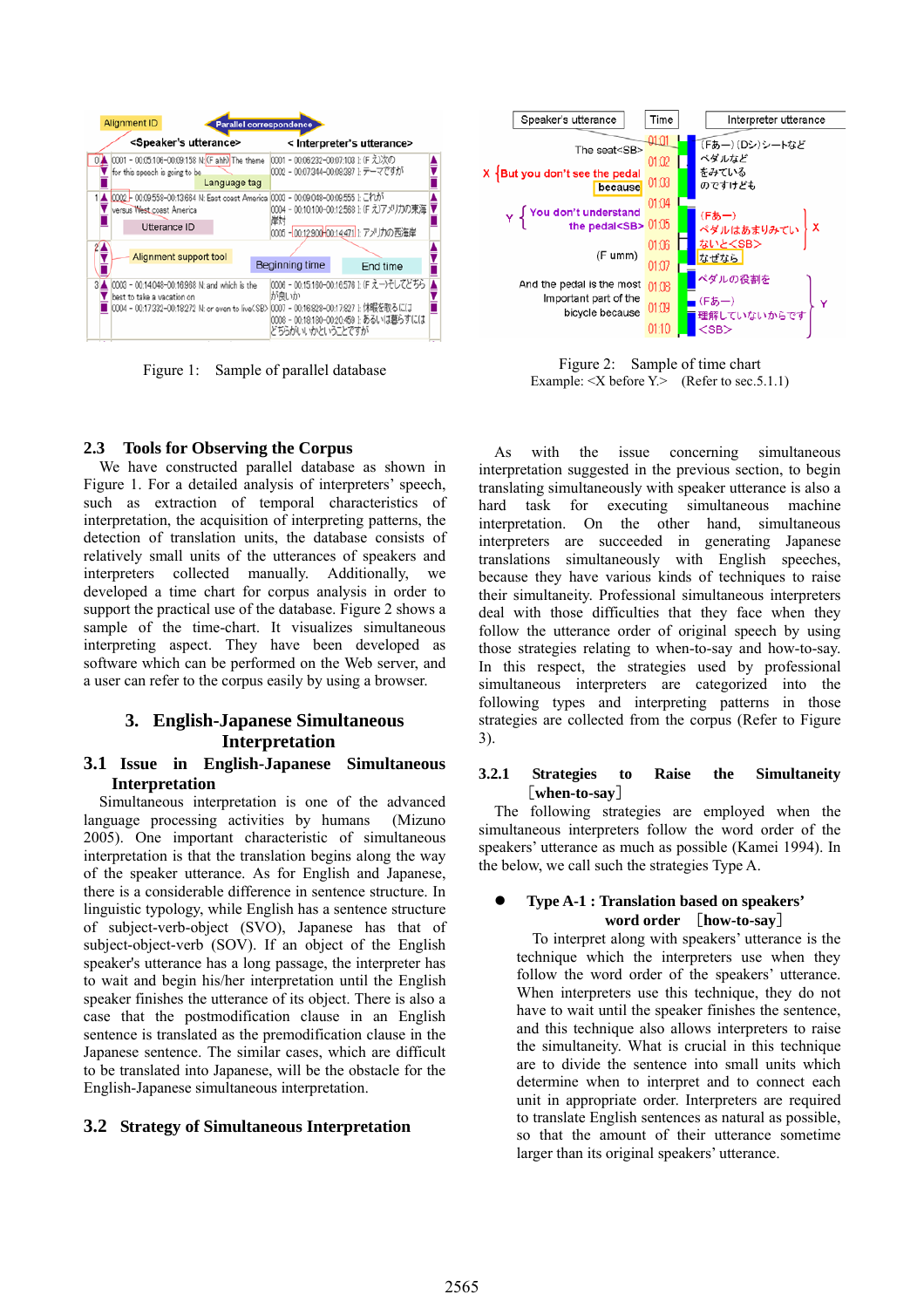Figure 1: Sample of parallel database

Figure 2: Sample of time chart
Example: <X before Y.> (Refer to sec.5.1.1)

### 2.3 Tools for Observing the Corpus

We have constructed parallel database as shown in Figure 1. For a detailed analysis of interpreters' speech, such as extraction of temporal characteristics of interpretation, the acquisition of interpreting patterns, the detection of translation units, the database consists of relatively small units of the utterances of speakers and interpreters collected manually. Additionally, we developed a time chart for corpus analysis in order to support the practical use of the database. Figure 2 shows a sample of the time-chart. It visualizes simultaneous interpreting aspect. They have been developed as software which can be performed on the Web server, and a user can refer to the corpus easily by using a browser.

## 3. English-Japanese Simultaneous Interpretation

### 3.1 Issue in English-Japanese Simultaneous Interpretation

Simultaneous interpretation is one of the advanced language processing activities by humans (Mizuno 2005). One important characteristic of simultaneous interpretation is that the translation begins along the way of the speaker utterance. As for English and Japanese, there is a considerable difference in sentence structure. In linguistic typology, while English has a sentence structure of subject-verb-object (SVO), Japanese has that of subject-object-verb (SOV). If an object of the English speaker's utterance has a long passage, the interpreter has to wait and begin his/her interpretation until the English speaker finishes the utterance of its object. There is also a case that the postmodification clause in an English sentence is translated as the premodification clause in the Japanese sentence. The similar cases, which are difficult to be translated into Japanese, will be the obstacle for the English-Japanese simultaneous interpretation.

### 3.2 Strategy of Simultaneous Interpretation

As with the issue concerning simultaneous interpretation suggested in the previous section, to begin translating simultaneously with speaker utterance is also a hard task for executing simultaneous machine interpretation. On the other hand, simultaneous interpreters are succeeded in generating Japanese translations simultaneously with English speeches, because they have various kinds of techniques to raise their simultaneity. Professional simultaneous interpreters deal with those difficulties that they face when they follow the utterance order of original speech by using those strategies relating to when-to-say and how-to-say. In this respect, the strategies used by professional simultaneous interpreters are categorized into the following types and interpreting patterns in those strategies are collected from the corpus (Refer to Figure 3).

#### 3.2.1 Strategies to Raise the Simultaneity [when-to-say]

The following strategies are employed when the simultaneous interpreters follow the word order of the speakers' utterance as much as possible (Kamei 1994). In the below, we call such the strategies Type A.

- **Type A-1 : Translation based on speakers' word order [how-to-say]**

  To interpret along with speakers' utterance is the technique which the interpreters use when they follow the word order of the speakers' utterance. When interpreters use this technique, they do not have to wait until the speaker finishes the sentence, and this technique also allows interpreters to raise the simultaneity. What is crucial in this technique are to divide the sentence into small units which determine when to interpret and to connect each unit in appropriate order. Interpreters are required to translate English sentences as natural as possible, so that the amount of their utterance sometime larger than its original speakers' utterance.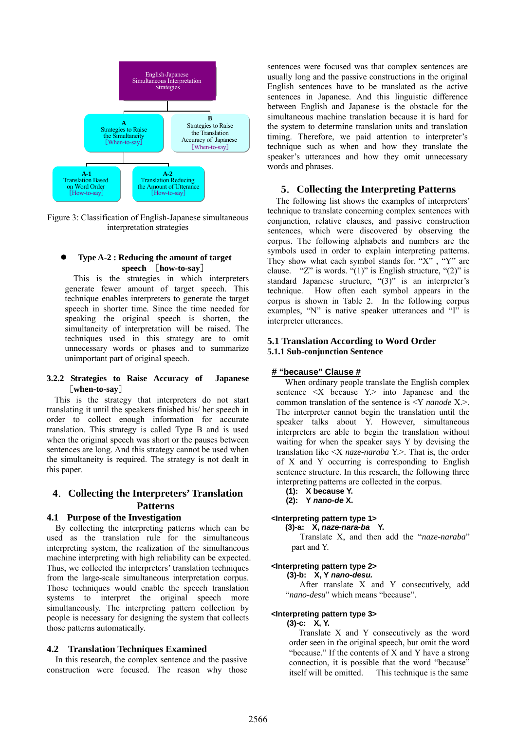English-Japanese Simultaneous Interpretation Strategies

- A: Strategies to Raise the Simultaneity [When-to-say]
  - A-1: Translation Based on Word Order [How-to-say]
  - A-2: Translation Reducing the Amount of Utterance [How-to-say]
- B: Strategies to Raise the Translation Accuracy of Japanese [When-to-say]

Figure 3: Classification of English-Japanese simultaneous interpretation strategies

- **Type A-2 : Reducing the amount of target speech [how-to-say]**

  This is the strategies in which interpreters generate fewer amount of target speech. This technique enables interpreters to generate the target speech in shorter time. Since the time needed for speaking the original speech is shorten, the simultaneity of interpretation will be raised. The techniques used in this strategy are to omit unnecessary words or phases and to summarize unimportant part of original speech.

### 3.2.2 Strategies to Raise Accuracy of Japanese [when-to-say]

This is the strategy that interpreters do not start translating it until the speakers finished his/ her speech in order to collect enough information for accurate translation. This strategy is called Type B and is used when the original speech was short or the pauses between sentences are long. And this strategy cannot be used when the simultaneity is required. The strategy is not dealt in this paper.

## 4. Collecting the Interpreters' Translation Patterns

### 4.1 Purpose of the Investigation

By collecting the interpreting patterns which can be used as the translation rule for the simultaneous interpreting system, the realization of the simultaneous machine interpreting with high reliability can be expected. Thus, we collected the interpreters' translation techniques from the large-scale simultaneous interpretation corpus. Those techniques would enable the speech translation systems to interpret the original speech more simultaneously. The interpreting pattern collection by people is necessary for designing the system that collects those patterns automatically.

### 4.2 Translation Techniques Examined

In this research, the complex sentence and the passive construction were focused. The reason why those sentences were focused was that complex sentences are usually long and the passive constructions in the original English sentences have to be translated as the active sentences in Japanese. And this linguistic difference between English and Japanese is the obstacle for the simultaneous machine translation because it is hard for the system to determine translation units and translation timing. Therefore, we paid attention to interpreter's technique such as when and how they translate the speaker's utterances and how they omit unnecessary words and phrases.

## 5. Collecting the Interpreting Patterns

The following list shows the examples of interpreters' technique to translate concerning complex sentences with conjunction, relative clauses, and passive construction sentences, which were discovered by observing the corpus. The following alphabets and numbers are the symbols used in order to explain interpreting patterns. They show what each symbol stands for. "X" , "Y" are clause. "Z" is words. "(1)" is English structure, "(2)" is standard Japanese structure, "(3)" is an interpreter's technique. How often each symbol appears in the corpus is shown in Table 2. In the following corpus examples, "N" is native speaker utterances and "I" is interpreter utterances.

### 5.1 Translation According to Word Order

#### 5.1.1 Sub-conjunction Sentence

**# "because" Clause #**

When ordinary people translate the English complex sentence <X because Y.> into Japanese and the common translation of the sentence is <Y *nanode* X.>. The interpreter cannot begin the translation until the speaker talks about Y. However, simultaneous interpreters are able to begin the translation without waiting for when the speaker says Y by devising the translation like <X *naze-naraba* Y.>. That is, the order of X and Y occurring is corresponding to English sentence structure. In this research, the following three interpreting patterns are collected in the corpus.

**(1): X because Y.**
**(2): Y *nano-de* X.**

**<Interpreting pattern type 1>**
**(3)-a: X, *naze-nara-ba* Y.**

Translate X, and then add the "*naze-naraba*" part and Y.

**<Interpreting pattern type 2>**
**(3)-b: X, Y *nano-desu.***

After translate X and Y consecutively, add "*nano-desu*" which means "because".

**<Interpreting pattern type 3>**
**(3)-c: X, Y.**

Translate X and Y consecutively as the word order seen in the original speech, but omit the word "because." If the contents of X and Y have a strong connection, it is possible that the word "because" itself will be omitted. This technique is the same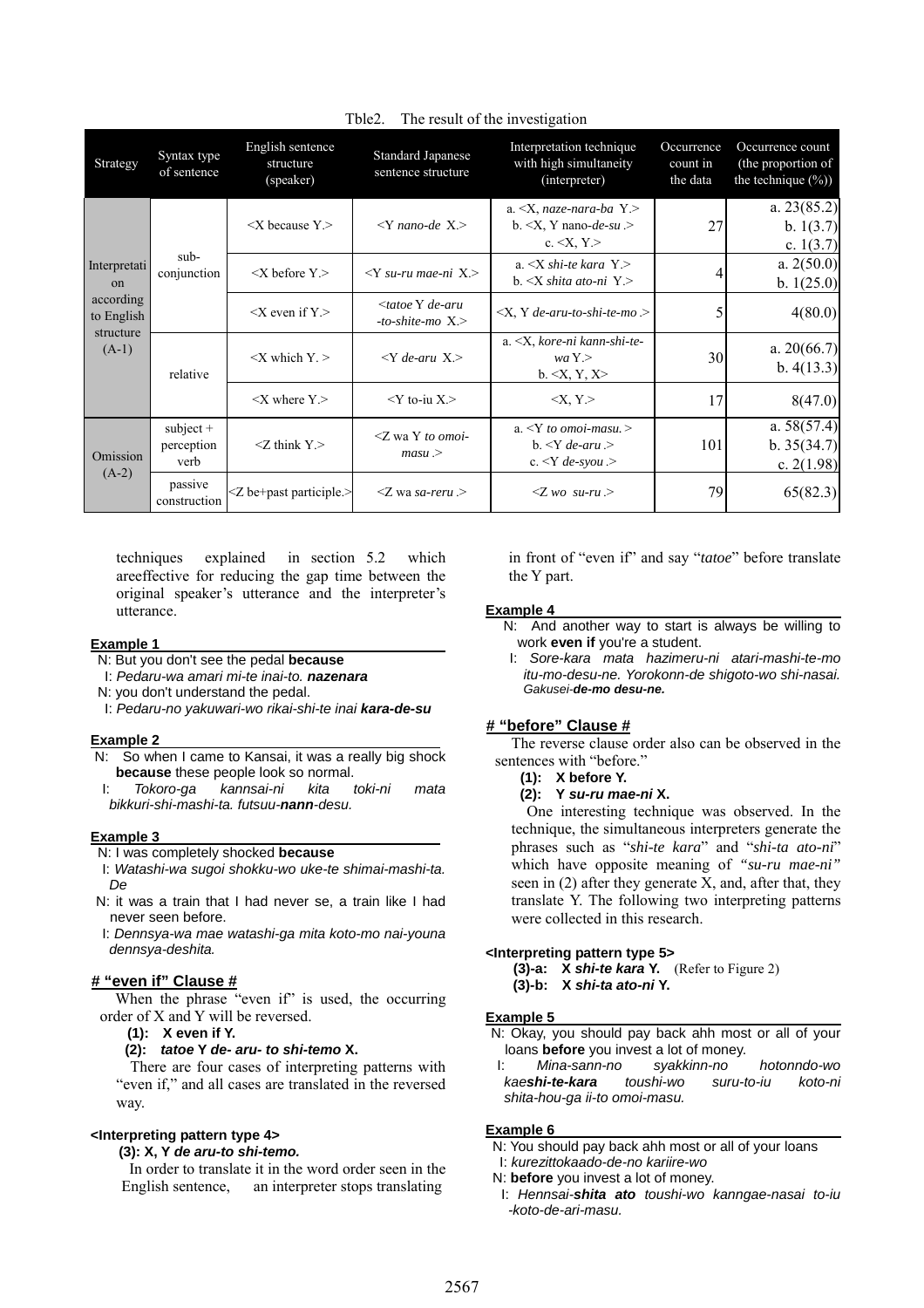Tble2. The result of the investigation

| Strategy | Syntax type of sentence | English sentence structure (speaker) | Standard Japanese sentence structure | Interpretation technique with high simultaneity (interpreter) | Occurrence count in the data | Occurrence count (the proportion of the technique (%)) |
|---|---|---|---|---|---|---|
| Interpretation according to English structure (A-1) | sub-conjunction | <X because Y.> | <Y *nano-de* X.> | a. <X, *naze-nara-ba* Y.> b. <X, Y nano-*de-su* .> c. <X, Y.> | 27 | a. 23(85.2) b. 1(3.7) c. 1(3.7) |
| | | <X before Y.> | <Y *su-ru mae-ni* X.> | a. <X *shi-te kara* Y.> b. <X *shita ato-ni* Y.> | 4 | a. 2(50.0) b. 1(25.0) |
| | | <X even if Y.> | <*tatoe* Y *de-aru -to-shite-mo* X.> | <X, Y *de-aru-to-shi-te-mo* .> | 5 | 4(80.0) |
| | relative | <X which Y. > | <Y *de-aru* X.> | a. <X, *kore-ni kann-shi-te-wa* Y.> b. <X, Y, X> | 30 | a. 20(66.7) b. 4(13.3) |
| | | <X where Y.> | <Y to-iu X.> | <X, Y.> | 17 | 8(47.0) |
| Omission (A-2) | subject + perception verb | <Z think Y.> | <Z wa Y *to omoi-masu* .> | a. <Y *to omoi-masu.* > b. <Y *de-aru* .> c. <Y *de-syou* .> | 101 | a. 58(57.4) b. 35(34.7) c. 2(1.98) |
| | passive construction | <Z be+past participle.> | <Z wa *sa-reru* .> | <Z *wo su-ru* .> | 79 | 65(82.3) |

techniques explained in section 5.2 which areeffective for reducing the gap time between the original speaker's utterance and the interpreter's utterance.

**Example 1**

N: But you don't see the pedal **because**
I: *Pedaru-wa amari mi-te inai-to.* ***nazenara***
N: you don't understand the pedal.
I: *Pedaru-no yakuwari-wo rikai-shi-te inai* ***kara-de-su***

**Example 2**

N: So when I came to Kansai, it was a really big shock **because** these people look so normal.
I: *Tokoro-ga kannsai-ni kita toki-ni mata bikkuri-shi-mashi-ta. futsuu-**nann**-desu.*

**Example 3**

N: I was completely shocked **because**
I: *Watashi-wa sugoi shokku-wo uke-te shimai-mashi-ta. De*
N: it was a train that I had never se, a train like I had never seen before.
I: *Dennsya-wa mae watashi-ga mita koto-mo nai-youna dennsya-deshita.*

## # "even if" Clause #

When the phrase "even if" is used, the occurring order of X and Y will be reversed.

**(1): X even if Y.**
**(2): *tatoe* Y *de- aru- to shi-temo* X.**

There are four cases of interpreting patterns with "even if," and all cases are translated in the reversed way.

**<Interpreting pattern type 4>**

**(3): X, Y *de aru-to shi-temo.***

In order to translate it in the word order seen in the English sentence, an interpreter stops translating in front of "even if" and say "*tatoe*" before translate the Y part.

**Example 4**

N: And another way to start is always be willing to work **even if** you're a student.
I: *Sore-kara mata hazimeru-ni atari-mashi-te-mo itu-mo-desu-ne. Yorokonn-de shigoto-wo shi-nasai. Gakusei-**de-mo desu-ne.***

## # "before" Clause #

The reverse clause order also can be observed in the sentences with "before."

**(1): X before Y.**
**(2): Y *su-ru mae-ni* X.**

One interesting technique was observed. In the technique, the simultaneous interpreters generate the phrases such as "*shi-te kara*" and "*shi-ta ato-ni*" which have opposite meaning of *"su-ru mae-ni"* seen in (2) after they generate X, and, after that, they translate Y. The following two interpreting patterns were collected in this research.

**<Interpreting pattern type 5>**

**(3)-a: X *shi-te kara* Y.** (Refer to Figure 2)
**(3)-b: X *shi-ta ato-ni* Y.**

**Example 5**

N: Okay, you should pay back ahh most or all of your loans **before** you invest a lot of money.
I: *Mina-sann-no syakkinn-no hotonndo-wo kae**shi-te-kara** toushi-wo suru-to-iu koto-ni shita-hou-ga ii-to omoi-masu.*

**Example 6**

N: You should pay back ahh most or all of your loans
I: *kurezittokaado-de-no kariire-wo*
N: **before** you invest a lot of money.
I: *Hennsai-**shita ato** toushi-wo kanngae-nasai to-iu -koto-de-ari-masu.*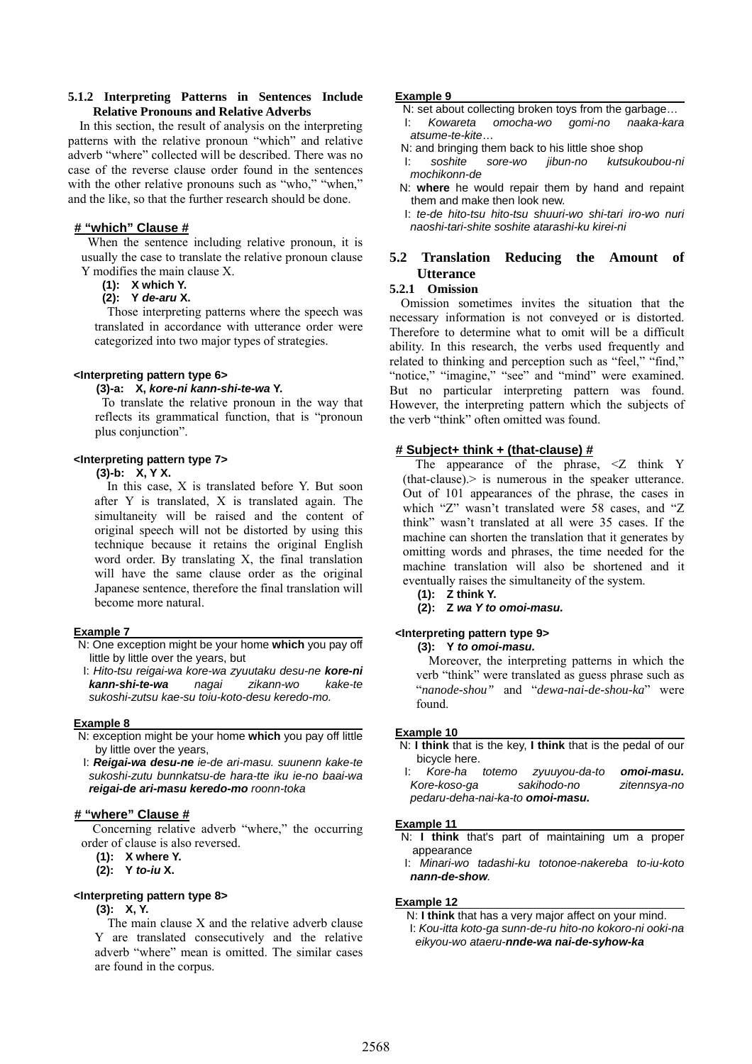### 5.1.2 Interpreting Patterns in Sentences Include Relative Pronouns and Relative Adverbs

In this section, the result of analysis on the interpreting patterns with the relative pronoun "which" and relative adverb "where" collected will be described. There was no case of the reverse clause order found in the sentences with the other relative pronouns such as "who," "when," and the like, so that the further research should be done.

**# "which" Clause #**

When the sentence including relative pronoun, it is usually the case to translate the relative pronoun clause Y modifies the main clause X.

**(1): X which Y.**

**(2): Y *de-aru* X.**

Those interpreting patterns where the speech was translated in accordance with utterance order were categorized into two major types of strategies.

**<Interpreting pattern type 6>**

**(3)-a: X, *kore-ni kann-shi-te-wa* Y.**

To translate the relative pronoun in the way that reflects its grammatical function, that is "pronoun plus conjunction".

**<Interpreting pattern type 7>**

**(3)-b: X, Y X.**

In this case, X is translated before Y. But soon after Y is translated, X is translated again. The simultaneity will be raised and the content of original speech will not be distorted by using this technique because it retains the original English word order. By translating X, the final translation will have the same clause order as the original Japanese sentence, therefore the final translation will become more natural.

**Example 7**

N: One exception might be your home **which** you pay off little by little over the years, but

I: *Hito-tsu reigai-wa kore-wa zyuutaku desu-ne **kore-ni kann-shi-te-wa** nagai zikann-wo kake-te sukoshi-zutsu kae-su toiu-koto-desu keredo-mo.*

**Example 8**

N: exception might be your home **which** you pay off little by little over the years,

I: ***Reigai-wa desu-ne** ie-de ari-masu. suunenn kake-te sukoshi-zutu bunnkatsu-de hara-tte iku ie-no baai-wa **reigai-de ari-masu keredo-mo** roonn-toka*

**# "where" Clause #**

Concerning relative adverb "where," the occurring order of clause is also reversed.

**(1): X where Y.**

**(2): Y *to-iu* X.**

**<Interpreting pattern type 8>**

**(3): X, Y.**

The main clause X and the relative adverb clause Y are translated consecutively and the relative adverb "where" mean is omitted. The similar cases are found in the corpus.

**Example 9**

N: set about collecting broken toys from the garbage…

I: *Kowareta omocha-wo gomi-no naaka-kara atsume-te-kite…*

N: and bringing them back to his little shoe shop

I: *soshite sore-wo jibun-no kutsukoubou-ni mochikonn-de*

N: **where** he would repair them by hand and repaint them and make then look new.

I: *te-de hito-tsu hito-tsu shuuri-wo shi-tari iro-wo nuri naoshi-tari-shite soshite atarashi-ku kirei-ni*

## 5.2 Translation Reducing the Amount of Utterance

### 5.2.1 Omission

Omission sometimes invites the situation that the necessary information is not conveyed or is distorted. Therefore to determine what to omit will be a difficult ability. In this research, the verbs used frequently and related to thinking and perception such as "feel," "find," "notice," "imagine," "see" and "mind" were examined. But no particular interpreting pattern was found. However, the interpreting pattern which the subjects of the verb "think" often omitted was found.

**# Subject+ think + (that-clause) #**

The appearance of the phrase, <Z think Y (that-clause).> is numerous in the speaker utterance. Out of 101 appearances of the phrase, the cases in which "Z" wasn't translated were 58 cases, and "Z think" wasn't translated at all were 35 cases. If the machine can shorten the translation that it generates by omitting words and phrases, the time needed for the machine translation will also be shortened and it eventually raises the simultaneity of the system.

**(1): Z think Y.**

**(2): Z *wa Y to omoi-masu.***

**<Interpreting pattern type 9>**

**(3): Y *to omoi-masu.***

Moreover, the interpreting patterns in which the verb "think" were translated as guess phrase such as "*nanode-shou*" and "*dewa-nai-de-shou-ka*" were found.

**Example 10**

N: **I think** that is the key, **I think** that is the pedal of our bicycle here.

I: *Kore-ha totemo zyuuyou-da-to **omoi-masu.** Kore-koso-ga sakihodo-no zitennsya-no pedaru-deha-nai-ka-to **omoi-masu.***

**Example 11**

N: **I think** that's part of maintaining um a proper appearance

I: *Minari-wo tadashi-ku totonoe-nakereba to-iu-koto **nann-de-show**.*

**Example 12**

N: **I think** that has a very major affect on your mind.

I: *Kou-itta koto-ga sunn-de-ru hito-no kokoro-ni ooki-na eikyou-wo ataeru-**nnde-wa nai-de-syhow-ka***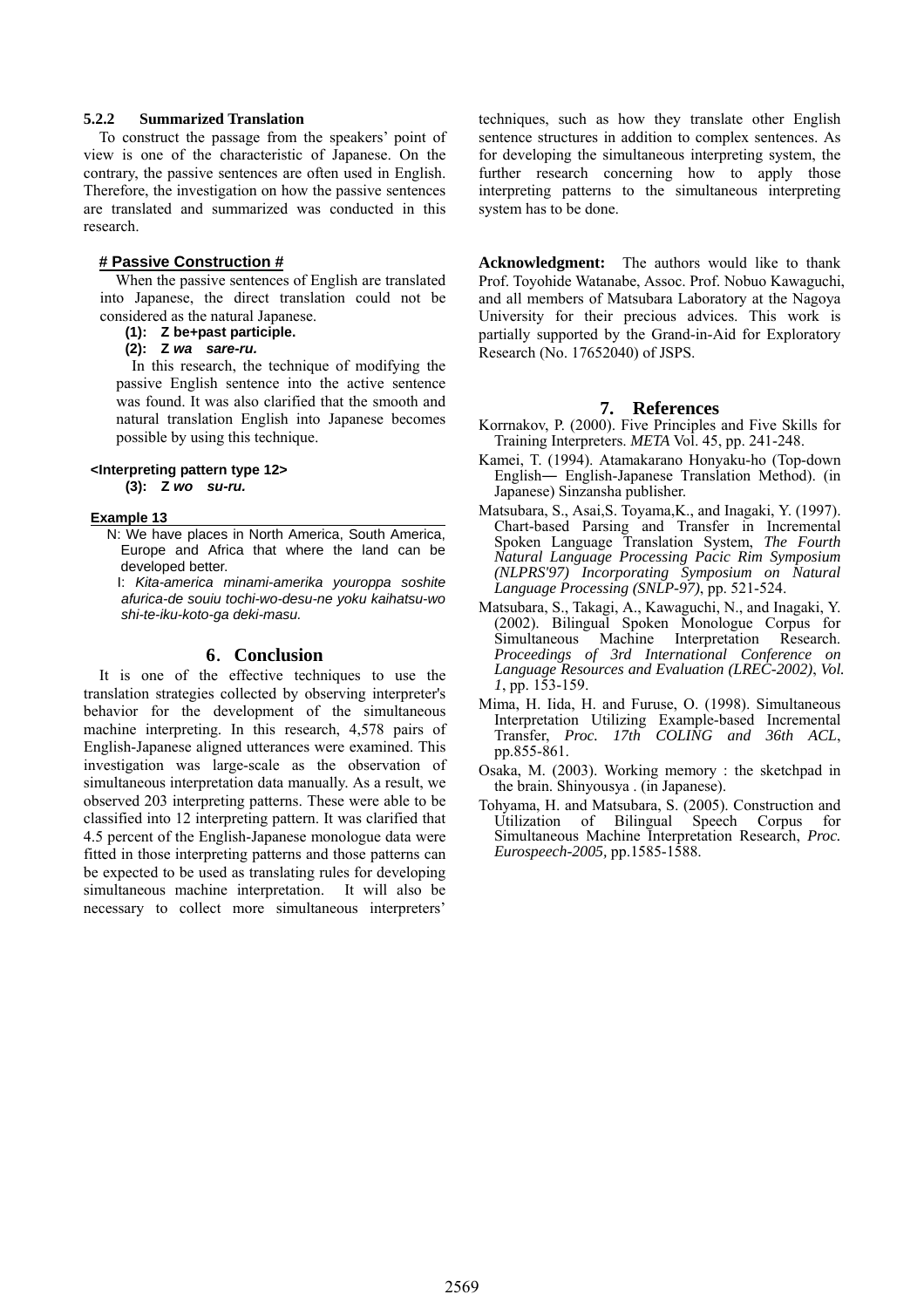#### 5.2.2 Summarized Translation

To construct the passage from the speakers' point of view is one of the characteristic of Japanese. On the contrary, the passive sentences are often used in English. Therefore, the investigation on how the passive sentences are translated and summarized was conducted in this research.

**# Passive Construction #**

When the passive sentences of English are translated into Japanese, the direct translation could not be considered as the natural Japanese.

**(1): Z be+past participle.**

**(2): Z *wa sare-ru.***

In this research, the technique of modifying the passive English sentence into the active sentence was found. It was also clarified that the smooth and natural translation English into Japanese becomes possible by using this technique.

**<Interpreting pattern type 12>**

**(3): Z *wo su-ru.***

**Example 13**

N: We have places in North America, South America, Europe and Africa that where the land can be developed better.

I: *Kita-america minami-amerika youroppa soshite afurica-de souiu tochi-wo-desu-ne yoku kaihatsu-wo shi-te-iku-koto-ga deki-masu.*

## 6. Conclusion

It is one of the effective techniques to use the translation strategies collected by observing interpreter's behavior for the development of the simultaneous machine interpreting. In this research, 4,578 pairs of English-Japanese aligned utterances were examined. This investigation was large-scale as the observation of simultaneous interpretation data manually. As a result, we observed 203 interpreting patterns. These were able to be classified into 12 interpreting pattern. It was clarified that 4.5 percent of the English-Japanese monologue data were fitted in those interpreting patterns and those patterns can be expected to be used as translating rules for developing simultaneous machine interpretation. It will also be necessary to collect more simultaneous interpreters' techniques, such as how they translate other English sentence structures in addition to complex sentences. As for developing the simultaneous interpreting system, the further research concerning how to apply those interpreting patterns to the simultaneous interpreting system has to be done.

**Acknowledgment:** The authors would like to thank Prof. Toyohide Watanabe, Assoc. Prof. Nobuo Kawaguchi, and all members of Matsubara Laboratory at the Nagoya University for their precious advices. This work is partially supported by the Grand-in-Aid for Exploratory Research (No. 17652040) of JSPS.

## 7. References

Korrnakov, P. (2000). Five Principles and Five Skills for Training Interpreters. *META* Vol. 45, pp. 241-248.

Kamei, T. (1994). Atamakarano Honyaku-ho (Top-down English― English-Japanese Translation Method). (in Japanese) Sinzansha publisher.

Matsubara, S., Asai,S. Toyama,K., and Inagaki, Y. (1997). Chart-based Parsing and Transfer in Incremental Spoken Language Translation System, *The Fourth Natural Language Processing Pacic Rim Symposium (NLPRS'97) Incorporating Symposium on Natural Language Processing (SNLP-97)*, pp. 521-524.

Matsubara, S., Takagi, A., Kawaguchi, N., and Inagaki, Y. (2002). Bilingual Spoken Monologue Corpus for Simultaneous Machine Interpretation Research. *Proceedings of 3rd International Conference on Language Resources and Evaluation (LREC-2002)*, *Vol. 1*, pp. 153-159.

Mima, H. Iida, H. and Furuse, O. (1998). Simultaneous Interpretation Utilizing Example-based Incremental Transfer, *Proc. 17th COLING and 36th ACL*, pp.855-861.

Osaka, M. (2003). Working memory : the sketchpad in the brain. Shinyousya . (in Japanese).

Tohyama, H. and Matsubara, S. (2005). Construction and Utilization of Bilingual Speech Corpus for Simultaneous Machine Interpretation Research, *Proc. Eurospeech-2005,* pp.1585-1588.